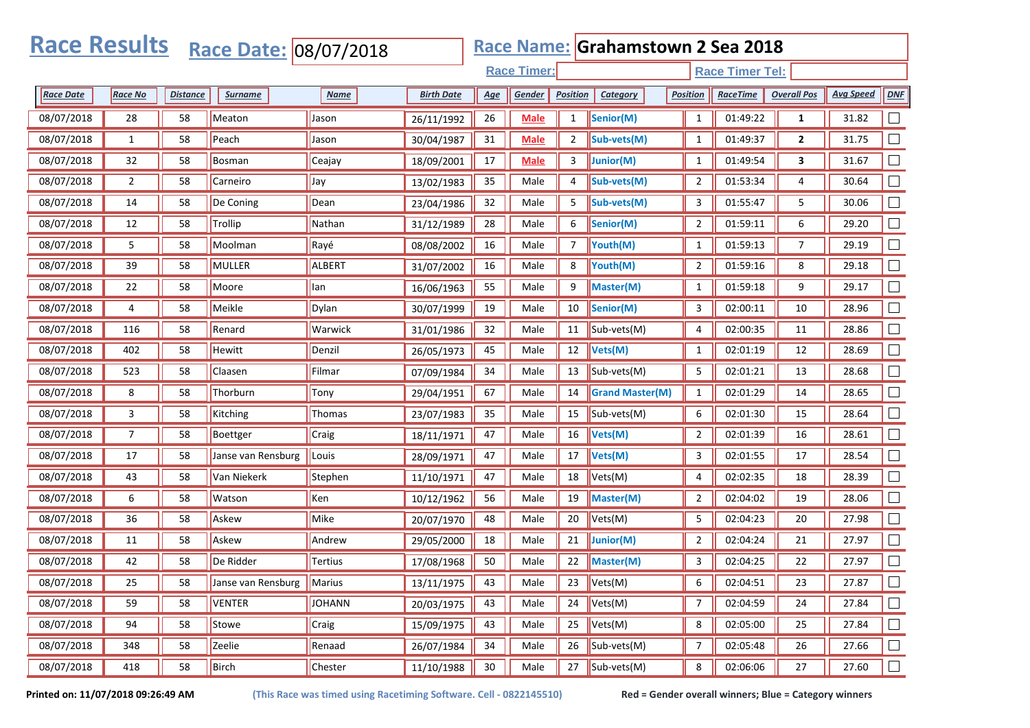# Race Results

**Race Date:** 08/07/2018

**Race Name:** Grahamstown 2 Sea 2018

**Race Timer:**

**Race Timer Tel:**

| Race Date | Race No | Distance | Surname | Name | Birth Date | Age | Gender | Position | Category | Position | RaceTime | Overall Pos | Avg Speed | DNF |
|---|---|---|---|---|---|---|---|---|---|---|---|---|---|---|
| 08/07/2018 | 28 | 58 | Meaton | Jason | 26/11/1992 | 26 | Male | 1 | Senior(M) | 1 | 01:49:22 | 1 | 31.82 | ☐ |
| 08/07/2018 | 1 | 58 | Peach | Jason | 30/04/1987 | 31 | Male | 2 | Sub-vets(M) | 1 | 01:49:37 | 2 | 31.75 | ☐ |
| 08/07/2018 | 32 | 58 | Bosman | Ceajay | 18/09/2001 | 17 | Male | 3 | Junior(M) | 1 | 01:49:54 | 3 | 31.67 | ☐ |
| 08/07/2018 | 2 | 58 | Carneiro | Jay | 13/02/1983 | 35 | Male | 4 | Sub-vets(M) | 2 | 01:53:34 | 4 | 30.64 | ☐ |
| 08/07/2018 | 14 | 58 | De Coning | Dean | 23/04/1986 | 32 | Male | 5 | Sub-vets(M) | 3 | 01:55:47 | 5 | 30.06 | ☐ |
| 08/07/2018 | 12 | 58 | Trollip | Nathan | 31/12/1989 | 28 | Male | 6 | Senior(M) | 2 | 01:59:11 | 6 | 29.20 | ☐ |
| 08/07/2018 | 5 | 58 | Moolman | Rayé | 08/08/2002 | 16 | Male | 7 | Youth(M) | 1 | 01:59:13 | 7 | 29.19 | ☐ |
| 08/07/2018 | 39 | 58 | MULLER | ALBERT | 31/07/2002 | 16 | Male | 8 | Youth(M) | 2 | 01:59:16 | 8 | 29.18 | ☐ |
| 08/07/2018 | 22 | 58 | Moore | Ian | 16/06/1963 | 55 | Male | 9 | Master(M) | 1 | 01:59:18 | 9 | 29.17 | ☐ |
| 08/07/2018 | 4 | 58 | Meikle | Dylan | 30/07/1999 | 19 | Male | 10 | Senior(M) | 3 | 02:00:11 | 10 | 28.96 | ☐ |
| 08/07/2018 | 116 | 58 | Renard | Warwick | 31/01/1986 | 32 | Male | 11 | Sub-vets(M) | 4 | 02:00:35 | 11 | 28.86 | ☐ |
| 08/07/2018 | 402 | 58 | Hewitt | Denzil | 26/05/1973 | 45 | Male | 12 | Vets(M) | 1 | 02:01:19 | 12 | 28.69 | ☐ |
| 08/07/2018 | 523 | 58 | Claasen | Filmar | 07/09/1984 | 34 | Male | 13 | Sub-vets(M) | 5 | 02:01:21 | 13 | 28.68 | ☐ |
| 08/07/2018 | 8 | 58 | Thorburn | Tony | 29/04/1951 | 67 | Male | 14 | Grand Master(M) | 1 | 02:01:29 | 14 | 28.65 | ☐ |
| 08/07/2018 | 3 | 58 | Kitching | Thomas | 23/07/1983 | 35 | Male | 15 | Sub-vets(M) | 6 | 02:01:30 | 15 | 28.64 | ☐ |
| 08/07/2018 | 7 | 58 | Boettger | Craig | 18/11/1971 | 47 | Male | 16 | Vets(M) | 2 | 02:01:39 | 16 | 28.61 | ☐ |
| 08/07/2018 | 17 | 58 | Janse van Rensburg | Louis | 28/09/1971 | 47 | Male | 17 | Vets(M) | 3 | 02:01:55 | 17 | 28.54 | ☐ |
| 08/07/2018 | 43 | 58 | Van Niekerk | Stephen | 11/10/1971 | 47 | Male | 18 | Vets(M) | 4 | 02:02:35 | 18 | 28.39 | ☐ |
| 08/07/2018 | 6 | 58 | Watson | Ken | 10/12/1962 | 56 | Male | 19 | Master(M) | 2 | 02:04:02 | 19 | 28.06 | ☐ |
| 08/07/2018 | 36 | 58 | Askew | Mike | 20/07/1970 | 48 | Male | 20 | Vets(M) | 5 | 02:04:23 | 20 | 27.98 | ☐ |
| 08/07/2018 | 11 | 58 | Askew | Andrew | 29/05/2000 | 18 | Male | 21 | Junior(M) | 2 | 02:04:24 | 21 | 27.97 | ☐ |
| 08/07/2018 | 42 | 58 | De Ridder | Tertius | 17/08/1968 | 50 | Male | 22 | Master(M) | 3 | 02:04:25 | 22 | 27.97 | ☐ |
| 08/07/2018 | 25 | 58 | Janse van Rensburg | Marius | 13/11/1975 | 43 | Male | 23 | Vets(M) | 6 | 02:04:51 | 23 | 27.87 | ☐ |
| 08/07/2018 | 59 | 58 | VENTER | JOHANN | 20/03/1975 | 43 | Male | 24 | Vets(M) | 7 | 02:04:59 | 24 | 27.84 | ☐ |
| 08/07/2018 | 94 | 58 | Stowe | Craig | 15/09/1975 | 43 | Male | 25 | Vets(M) | 8 | 02:05:00 | 25 | 27.84 | ☐ |
| 08/07/2018 | 348 | 58 | Zeelie | Renaad | 26/07/1984 | 34 | Male | 26 | Sub-vets(M) | 7 | 02:05:48 | 26 | 27.66 | ☐ |
| 08/07/2018 | 418 | 58 | Birch | Chester | 11/10/1988 | 30 | Male | 27 | Sub-vets(M) | 8 | 02:06:06 | 27 | 27.60 | ☐ |

**Printed on: 11/07/2018 09:26:49 AM** **(This Race was timed using Racetiming Software. Cell - 0822145510)** **Red = Gender overall winners; Blue = Category winners**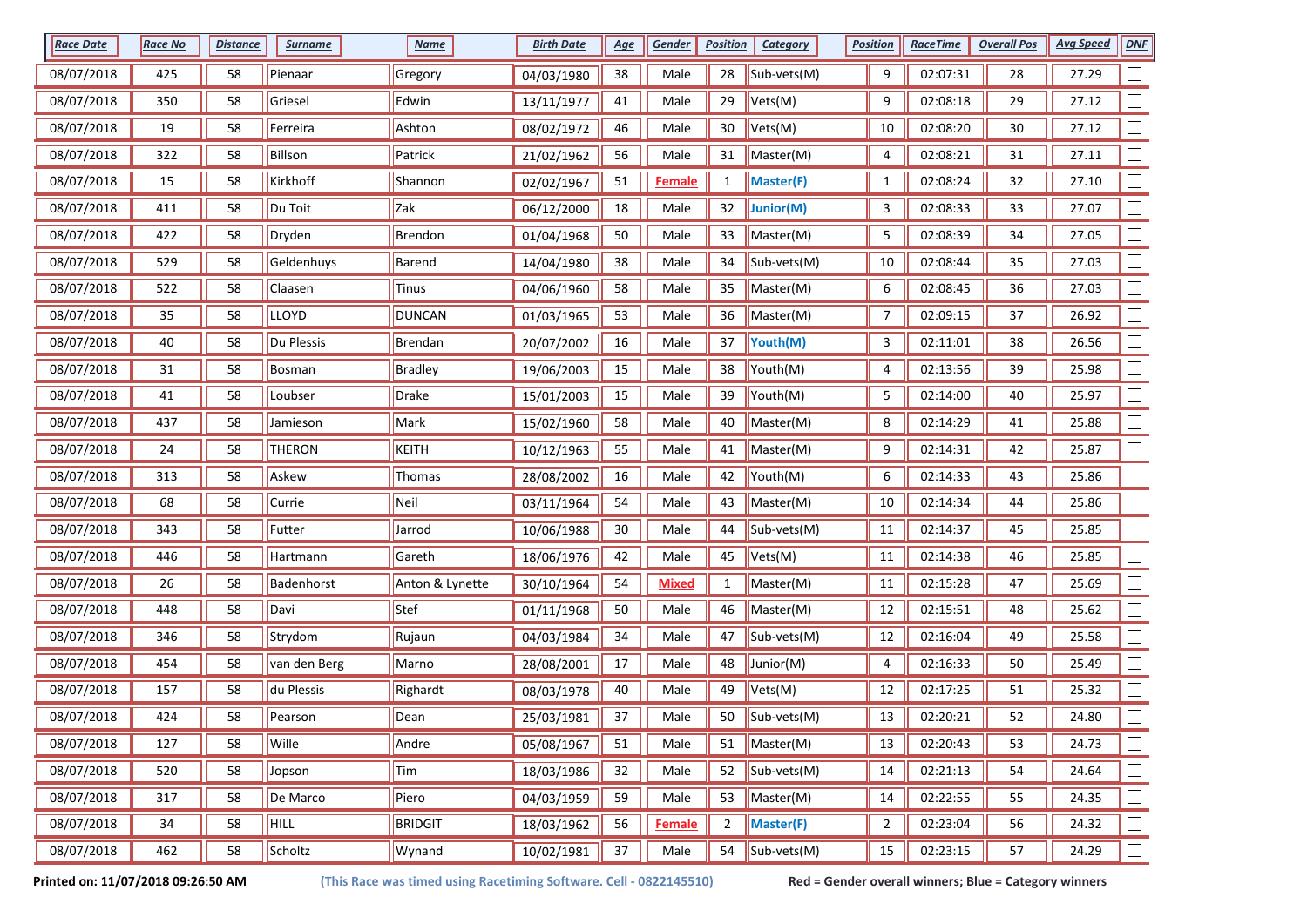| Race Date | Race No | Distance | Surname | Name | Birth Date | Age | Gender | Position | Category | Position | RaceTime | Overall Pos | Avg Speed | DNF |
|---|---|---|---|---|---|---|---|---|---|---|---|---|---|---|
| 08/07/2018 | 425 | 58 | Pienaar | Gregory | 04/03/1980 | 38 | Male | 28 | Sub-vets(M) | 9 | 02:07:31 | 28 | 27.29 | ☐ |
| 08/07/2018 | 350 | 58 | Griesel | Edwin | 13/11/1977 | 41 | Male | 29 | Vets(M) | 9 | 02:08:18 | 29 | 27.12 | ☐ |
| 08/07/2018 | 19 | 58 | Ferreira | Ashton | 08/02/1972 | 46 | Male | 30 | Vets(M) | 10 | 02:08:20 | 30 | 27.12 | ☐ |
| 08/07/2018 | 322 | 58 | Billson | Patrick | 21/02/1962 | 56 | Male | 31 | Master(M) | 4 | 02:08:21 | 31 | 27.11 | ☐ |
| 08/07/2018 | 15 | 58 | Kirkhoff | Shannon | 02/02/1967 | 51 | **Female** | 1 | **Master(F)** | 1 | 02:08:24 | 32 | 27.10 | ☐ |
| 08/07/2018 | 411 | 58 | Du Toit | Zak | 06/12/2000 | 18 | Male | 32 | **Junior(M)** | 3 | 02:08:33 | 33 | 27.07 | ☐ |
| 08/07/2018 | 422 | 58 | Dryden | Brendon | 01/04/1968 | 50 | Male | 33 | Master(M) | 5 | 02:08:39 | 34 | 27.05 | ☐ |
| 08/07/2018 | 529 | 58 | Geldenhuys | Barend | 14/04/1980 | 38 | Male | 34 | Sub-vets(M) | 10 | 02:08:44 | 35 | 27.03 | ☐ |
| 08/07/2018 | 522 | 58 | Claasen | Tinus | 04/06/1960 | 58 | Male | 35 | Master(M) | 6 | 02:08:45 | 36 | 27.03 | ☐ |
| 08/07/2018 | 35 | 58 | LLOYD | DUNCAN | 01/03/1965 | 53 | Male | 36 | Master(M) | 7 | 02:09:15 | 37 | 26.92 | ☐ |
| 08/07/2018 | 40 | 58 | Du Plessis | Brendan | 20/07/2002 | 16 | Male | 37 | **Youth(M)** | 3 | 02:11:01 | 38 | 26.56 | ☐ |
| 08/07/2018 | 31 | 58 | Bosman | Bradley | 19/06/2003 | 15 | Male | 38 | Youth(M) | 4 | 02:13:56 | 39 | 25.98 | ☐ |
| 08/07/2018 | 41 | 58 | Loubser | Drake | 15/01/2003 | 15 | Male | 39 | Youth(M) | 5 | 02:14:00 | 40 | 25.97 | ☐ |
| 08/07/2018 | 437 | 58 | Jamieson | Mark | 15/02/1960 | 58 | Male | 40 | Master(M) | 8 | 02:14:29 | 41 | 25.88 | ☐ |
| 08/07/2018 | 24 | 58 | THERON | KEITH | 10/12/1963 | 55 | Male | 41 | Master(M) | 9 | 02:14:31 | 42 | 25.87 | ☐ |
| 08/07/2018 | 313 | 58 | Askew | Thomas | 28/08/2002 | 16 | Male | 42 | Youth(M) | 6 | 02:14:33 | 43 | 25.86 | ☐ |
| 08/07/2018 | 68 | 58 | Currie | Neil | 03/11/1964 | 54 | Male | 43 | Master(M) | 10 | 02:14:34 | 44 | 25.86 | ☐ |
| 08/07/2018 | 343 | 58 | Futter | Jarrod | 10/06/1988 | 30 | Male | 44 | Sub-vets(M) | 11 | 02:14:37 | 45 | 25.85 | ☐ |
| 08/07/2018 | 446 | 58 | Hartmann | Gareth | 18/06/1976 | 42 | Male | 45 | Vets(M) | 11 | 02:14:38 | 46 | 25.85 | ☐ |
| 08/07/2018 | 26 | 58 | Badenhorst | Anton & Lynette | 30/10/1964 | 54 | **Mixed** | 1 | Master(M) | 11 | 02:15:28 | 47 | 25.69 | ☐ |
| 08/07/2018 | 448 | 58 | Davi | Stef | 01/11/1968 | 50 | Male | 46 | Master(M) | 12 | 02:15:51 | 48 | 25.62 | ☐ |
| 08/07/2018 | 346 | 58 | Strydom | Rujaun | 04/03/1984 | 34 | Male | 47 | Sub-vets(M) | 12 | 02:16:04 | 49 | 25.58 | ☐ |
| 08/07/2018 | 454 | 58 | van den Berg | Marno | 28/08/2001 | 17 | Male | 48 | Junior(M) | 4 | 02:16:33 | 50 | 25.49 | ☐ |
| 08/07/2018 | 157 | 58 | du Plessis | Righardt | 08/03/1978 | 40 | Male | 49 | Vets(M) | 12 | 02:17:25 | 51 | 25.32 | ☐ |
| 08/07/2018 | 424 | 58 | Pearson | Dean | 25/03/1981 | 37 | Male | 50 | Sub-vets(M) | 13 | 02:20:21 | 52 | 24.80 | ☐ |
| 08/07/2018 | 127 | 58 | Wille | Andre | 05/08/1967 | 51 | Male | 51 | Master(M) | 13 | 02:20:43 | 53 | 24.73 | ☐ |
| 08/07/2018 | 520 | 58 | Jopson | Tim | 18/03/1986 | 32 | Male | 52 | Sub-vets(M) | 14 | 02:21:13 | 54 | 24.64 | ☐ |
| 08/07/2018 | 317 | 58 | De Marco | Piero | 04/03/1959 | 59 | Male | 53 | Master(M) | 14 | 02:22:55 | 55 | 24.35 | ☐ |
| 08/07/2018 | 34 | 58 | HILL | BRIDGIT | 18/03/1962 | 56 | **Female** | 2 | **Master(F)** | 2 | 02:23:04 | 56 | 24.32 | ☐ |
| 08/07/2018 | 462 | 58 | Scholtz | Wynand | 10/02/1981 | 37 | Male | 54 | Sub-vets(M) | 15 | 02:23:15 | 57 | 24.29 | ☐ |

**Printed on: 11/07/2018 09:26:50 AM** (This Race was timed using Racetiming Software. Cell - 0822145510) **Red = Gender overall winners; Blue = Category winners**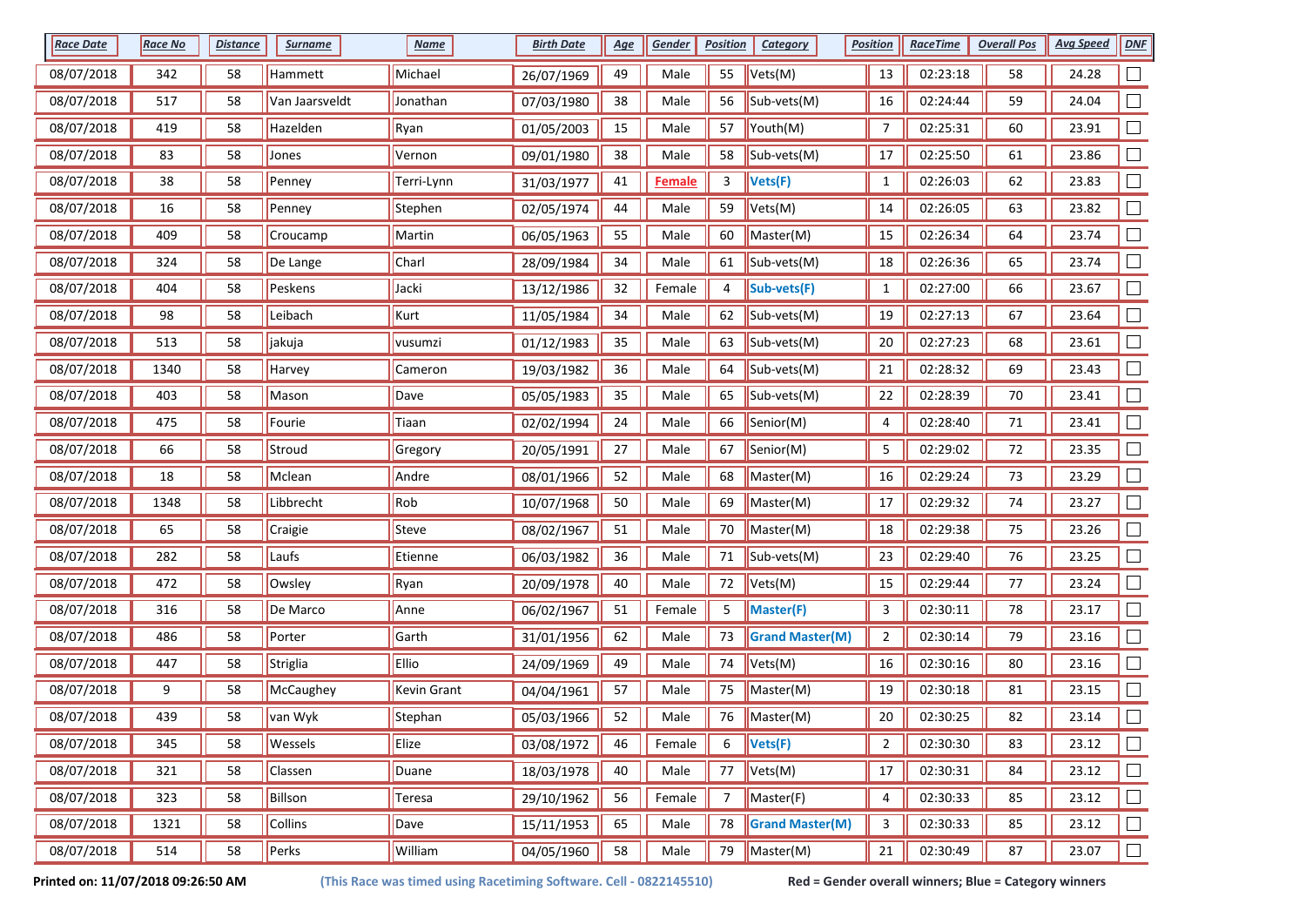| Race Date | Race No | Distance | Surname | Name | Birth Date | Age | Gender | Position | Category | Position | RaceTime | Overall Pos | Avg Speed | DNF |
|---|---|---|---|---|---|---|---|---|---|---|---|---|---|---|
| 08/07/2018 | 342 | 58 | Hammett | Michael | 26/07/1969 | 49 | Male | 55 | Vets(M) | 13 | 02:23:18 | 58 | 24.28 | ☐ |
| 08/07/2018 | 517 | 58 | Van Jaarsveldt | Jonathan | 07/03/1980 | 38 | Male | 56 | Sub-vets(M) | 16 | 02:24:44 | 59 | 24.04 | ☐ |
| 08/07/2018 | 419 | 58 | Hazelden | Ryan | 01/05/2003 | 15 | Male | 57 | Youth(M) | 7 | 02:25:31 | 60 | 23.91 | ☐ |
| 08/07/2018 | 83 | 58 | Jones | Vernon | 09/01/1980 | 38 | Male | 58 | Sub-vets(M) | 17 | 02:25:50 | 61 | 23.86 | ☐ |
| 08/07/2018 | 38 | 58 | Penney | Terri-Lynn | 31/03/1977 | 41 | **Female** | 3 | **Vets(F)** | 1 | 02:26:03 | 62 | 23.83 | ☐ |
| 08/07/2018 | 16 | 58 | Penney | Stephen | 02/05/1974 | 44 | Male | 59 | Vets(M) | 14 | 02:26:05 | 63 | 23.82 | ☐ |
| 08/07/2018 | 409 | 58 | Croucamp | Martin | 06/05/1963 | 55 | Male | 60 | Master(M) | 15 | 02:26:34 | 64 | 23.74 | ☐ |
| 08/07/2018 | 324 | 58 | De Lange | Charl | 28/09/1984 | 34 | Male | 61 | Sub-vets(M) | 18 | 02:26:36 | 65 | 23.74 | ☐ |
| 08/07/2018 | 404 | 58 | Peskens | Jacki | 13/12/1986 | 32 | Female | 4 | **Sub-vets(F)** | 1 | 02:27:00 | 66 | 23.67 | ☐ |
| 08/07/2018 | 98 | 58 | Leibach | Kurt | 11/05/1984 | 34 | Male | 62 | Sub-vets(M) | 19 | 02:27:13 | 67 | 23.64 | ☐ |
| 08/07/2018 | 513 | 58 | jakuja | vusumzi | 01/12/1983 | 35 | Male | 63 | Sub-vets(M) | 20 | 02:27:23 | 68 | 23.61 | ☐ |
| 08/07/2018 | 1340 | 58 | Harvey | Cameron | 19/03/1982 | 36 | Male | 64 | Sub-vets(M) | 21 | 02:28:32 | 69 | 23.43 | ☐ |
| 08/07/2018 | 403 | 58 | Mason | Dave | 05/05/1983 | 35 | Male | 65 | Sub-vets(M) | 22 | 02:28:39 | 70 | 23.41 | ☐ |
| 08/07/2018 | 475 | 58 | Fourie | Tiaan | 02/02/1994 | 24 | Male | 66 | Senior(M) | 4 | 02:28:40 | 71 | 23.41 | ☐ |
| 08/07/2018 | 66 | 58 | Stroud | Gregory | 20/05/1991 | 27 | Male | 67 | Senior(M) | 5 | 02:29:02 | 72 | 23.35 | ☐ |
| 08/07/2018 | 18 | 58 | Mclean | Andre | 08/01/1966 | 52 | Male | 68 | Master(M) | 16 | 02:29:24 | 73 | 23.29 | ☐ |
| 08/07/2018 | 1348 | 58 | Libbrecht | Rob | 10/07/1968 | 50 | Male | 69 | Master(M) | 17 | 02:29:32 | 74 | 23.27 | ☐ |
| 08/07/2018 | 65 | 58 | Craigie | Steve | 08/02/1967 | 51 | Male | 70 | Master(M) | 18 | 02:29:38 | 75 | 23.26 | ☐ |
| 08/07/2018 | 282 | 58 | Laufs | Etienne | 06/03/1982 | 36 | Male | 71 | Sub-vets(M) | 23 | 02:29:40 | 76 | 23.25 | ☐ |
| 08/07/2018 | 472 | 58 | Owsley | Ryan | 20/09/1978 | 40 | Male | 72 | Vets(M) | 15 | 02:29:44 | 77 | 23.24 | ☐ |
| 08/07/2018 | 316 | 58 | De Marco | Anne | 06/02/1967 | 51 | Female | 5 | **Master(F)** | 3 | 02:30:11 | 78 | 23.17 | ☐ |
| 08/07/2018 | 486 | 58 | Porter | Garth | 31/01/1956 | 62 | Male | 73 | **Grand Master(M)** | 2 | 02:30:14 | 79 | 23.16 | ☐ |
| 08/07/2018 | 447 | 58 | Striglia | Ellio | 24/09/1969 | 49 | Male | 74 | Vets(M) | 16 | 02:30:16 | 80 | 23.16 | ☐ |
| 08/07/2018 | 9 | 58 | McCaughey | Kevin Grant | 04/04/1961 | 57 | Male | 75 | Master(M) | 19 | 02:30:18 | 81 | 23.15 | ☐ |
| 08/07/2018 | 439 | 58 | van Wyk | Stephan | 05/03/1966 | 52 | Male | 76 | Master(M) | 20 | 02:30:25 | 82 | 23.14 | ☐ |
| 08/07/2018 | 345 | 58 | Wessels | Elize | 03/08/1972 | 46 | Female | 6 | **Vets(F)** | 2 | 02:30:30 | 83 | 23.12 | ☐ |
| 08/07/2018 | 321 | 58 | Classen | Duane | 18/03/1978 | 40 | Male | 77 | Vets(M) | 17 | 02:30:31 | 84 | 23.12 | ☐ |
| 08/07/2018 | 323 | 58 | Billson | Teresa | 29/10/1962 | 56 | Female | 7 | Master(F) | 4 | 02:30:33 | 85 | 23.12 | ☐ |
| 08/07/2018 | 1321 | 58 | Collins | Dave | 15/11/1953 | 65 | Male | 78 | **Grand Master(M)** | 3 | 02:30:33 | 85 | 23.12 | ☐ |
| 08/07/2018 | 514 | 58 | Perks | William | 04/05/1960 | 58 | Male | 79 | Master(M) | 21 | 02:30:49 | 87 | 23.07 | ☐ |

**Printed on: 11/07/2018 09:26:50 AM** **(This Race was timed using Racetiming Software. Cell - 0822145510)** **Red = Gender overall winners; Blue = Category winners**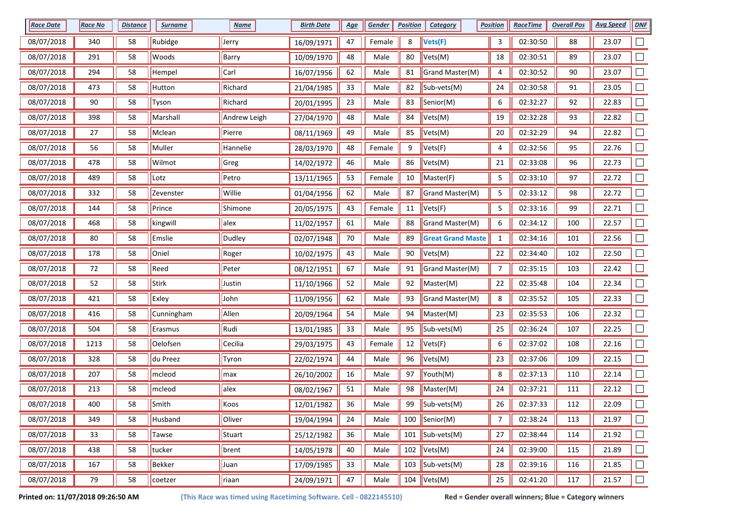| Race Date | Race No | Distance | Surname | Name | Birth Date | Age | Gender | Position | Category | Position | RaceTime | Overall Pos | Avg Speed | DNF |
|---|---|---|---|---|---|---|---|---|---|---|---|---|---|---|
| 08/07/2018 | 340 | 58 | Rubidge | Jerry | 16/09/1971 | 47 | Female | 8 | **Vets(F)** | 3 | 02:30:50 | 88 | 23.07 | ☐ |
| 08/07/2018 | 291 | 58 | Woods | Barry | 10/09/1970 | 48 | Male | 80 | Vets(M) | 18 | 02:30:51 | 89 | 23.07 | ☐ |
| 08/07/2018 | 294 | 58 | Hempel | Carl | 16/07/1956 | 62 | Male | 81 | Grand Master(M) | 4 | 02:30:52 | 90 | 23.07 | ☐ |
| 08/07/2018 | 473 | 58 | Hutton | Richard | 21/04/1985 | 33 | Male | 82 | Sub-vets(M) | 24 | 02:30:58 | 91 | 23.05 | ☐ |
| 08/07/2018 | 90 | 58 | Tyson | Richard | 20/01/1995 | 23 | Male | 83 | Senior(M) | 6 | 02:32:27 | 92 | 22.83 | ☐ |
| 08/07/2018 | 398 | 58 | Marshall | Andrew Leigh | 27/04/1970 | 48 | Male | 84 | Vets(M) | 19 | 02:32:28 | 93 | 22.82 | ☐ |
| 08/07/2018 | 27 | 58 | Mclean | Pierre | 08/11/1969 | 49 | Male | 85 | Vets(M) | 20 | 02:32:29 | 94 | 22.82 | ☐ |
| 08/07/2018 | 56 | 58 | Muller | Hannelie | 28/03/1970 | 48 | Female | 9 | Vets(F) | 4 | 02:32:56 | 95 | 22.76 | ☐ |
| 08/07/2018 | 478 | 58 | Wilmot | Greg | 14/02/1972 | 46 | Male | 86 | Vets(M) | 21 | 02:33:08 | 96 | 22.73 | ☐ |
| 08/07/2018 | 489 | 58 | Lotz | Petro | 13/11/1965 | 53 | Female | 10 | Master(F) | 5 | 02:33:10 | 97 | 22.72 | ☐ |
| 08/07/2018 | 332 | 58 | Zevenster | Willie | 01/04/1956 | 62 | Male | 87 | Grand Master(M) | 5 | 02:33:12 | 98 | 22.72 | ☐ |
| 08/07/2018 | 144 | 58 | Prince | Shimone | 20/05/1975 | 43 | Female | 11 | Vets(F) | 5 | 02:33:16 | 99 | 22.71 | ☐ |
| 08/07/2018 | 468 | 58 | kingwill | alex | 11/02/1957 | 61 | Male | 88 | Grand Master(M) | 6 | 02:34:12 | 100 | 22.57 | ☐ |
| 08/07/2018 | 80 | 58 | Emslie | Dudley | 02/07/1948 | 70 | Male | 89 | **Great Grand Maste** | 1 | 02:34:16 | 101 | 22.56 | ☐ |
| 08/07/2018 | 178 | 58 | Oniel | Roger | 10/02/1975 | 43 | Male | 90 | Vets(M) | 22 | 02:34:40 | 102 | 22.50 | ☐ |
| 08/07/2018 | 72 | 58 | Reed | Peter | 08/12/1951 | 67 | Male | 91 | Grand Master(M) | 7 | 02:35:15 | 103 | 22.42 | ☐ |
| 08/07/2018 | 52 | 58 | Stirk | Justin | 11/10/1966 | 52 | Male | 92 | Master(M) | 22 | 02:35:48 | 104 | 22.34 | ☐ |
| 08/07/2018 | 421 | 58 | Exley | John | 11/09/1956 | 62 | Male | 93 | Grand Master(M) | 8 | 02:35:52 | 105 | 22.33 | ☐ |
| 08/07/2018 | 416 | 58 | Cunningham | Allen | 20/09/1964 | 54 | Male | 94 | Master(M) | 23 | 02:35:53 | 106 | 22.32 | ☐ |
| 08/07/2018 | 504 | 58 | Erasmus | Rudi | 13/01/1985 | 33 | Male | 95 | Sub-vets(M) | 25 | 02:36:24 | 107 | 22.25 | ☐ |
| 08/07/2018 | 1213 | 58 | Oelofsen | Cecilia | 29/03/1975 | 43 | Female | 12 | Vets(F) | 6 | 02:37:02 | 108 | 22.16 | ☐ |
| 08/07/2018 | 328 | 58 | du Preez | Tyron | 22/02/1974 | 44 | Male | 96 | Vets(M) | 23 | 02:37:06 | 109 | 22.15 | ☐ |
| 08/07/2018 | 207 | 58 | mcleod | max | 26/10/2002 | 16 | Male | 97 | Youth(M) | 8 | 02:37:13 | 110 | 22.14 | ☐ |
| 08/07/2018 | 213 | 58 | mcleod | alex | 08/02/1967 | 51 | Male | 98 | Master(M) | 24 | 02:37:21 | 111 | 22.12 | ☐ |
| 08/07/2018 | 400 | 58 | Smith | Koos | 12/01/1982 | 36 | Male | 99 | Sub-vets(M) | 26 | 02:37:33 | 112 | 22.09 | ☐ |
| 08/07/2018 | 349 | 58 | Husband | Oliver | 19/04/1994 | 24 | Male | 100 | Senior(M) | 7 | 02:38:24 | 113 | 21.97 | ☐ |
| 08/07/2018 | 33 | 58 | Tawse | Stuart | 25/12/1982 | 36 | Male | 101 | Sub-vets(M) | 27 | 02:38:44 | 114 | 21.92 | ☐ |
| 08/07/2018 | 438 | 58 | tucker | brent | 14/05/1978 | 40 | Male | 102 | Vets(M) | 24 | 02:39:00 | 115 | 21.89 | ☐ |
| 08/07/2018 | 167 | 58 | Bekker | Juan | 17/09/1985 | 33 | Male | 103 | Sub-vets(M) | 28 | 02:39:16 | 116 | 21.85 | ☐ |
| 08/07/2018 | 79 | 58 | coetzer | riaan | 24/09/1971 | 47 | Male | 104 | Vets(M) | 25 | 02:41:20 | 117 | 21.57 | ☐ |

**Printed on: 11/07/2018 09:26:50 AM** **(This Race was timed using Racetiming Software. Cell - 0822145510)** **Red = Gender overall winners; Blue = Category winners**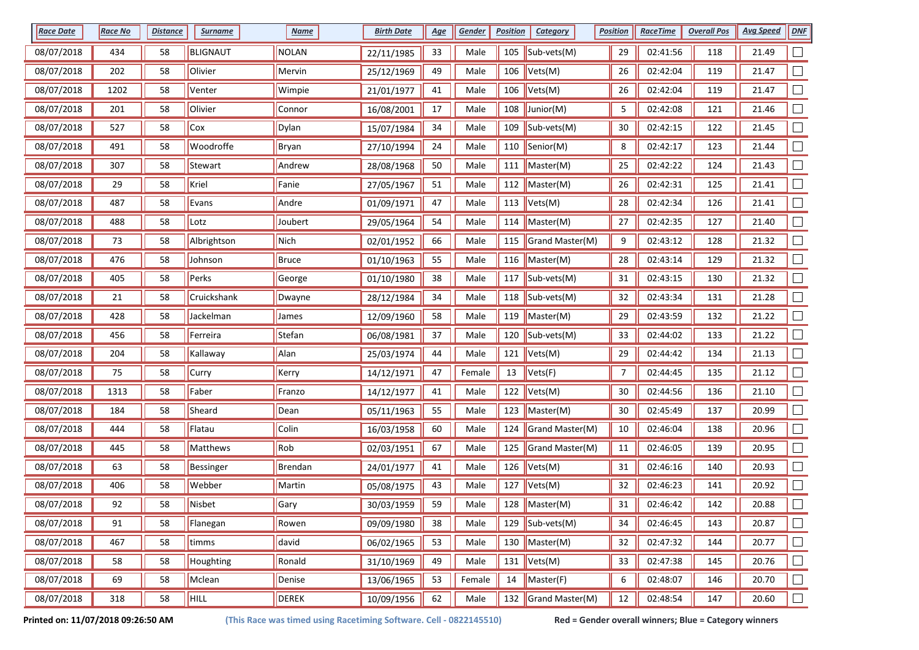| Race Date | Race No | Distance | Surname | Name | Birth Date | Age | Gender | Position | Category | Position | RaceTime | Overall Pos | Avg Speed | DNF |
|---|---|---|---|---|---|---|---|---|---|---|---|---|---|---|
| 08/07/2018 | 434 | 58 | BLIGNAUT | NOLAN | 22/11/1985 | 33 | Male | 105 | Sub-vets(M) | 29 | 02:41:56 | 118 | 21.49 | ☐ |
| 08/07/2018 | 202 | 58 | Olivier | Mervin | 25/12/1969 | 49 | Male | 106 | Vets(M) | 26 | 02:42:04 | 119 | 21.47 | ☐ |
| 08/07/2018 | 1202 | 58 | Venter | Wimpie | 21/01/1977 | 41 | Male | 106 | Vets(M) | 26 | 02:42:04 | 119 | 21.47 | ☐ |
| 08/07/2018 | 201 | 58 | Olivier | Connor | 16/08/2001 | 17 | Male | 108 | Junior(M) | 5 | 02:42:08 | 121 | 21.46 | ☐ |
| 08/07/2018 | 527 | 58 | Cox | Dylan | 15/07/1984 | 34 | Male | 109 | Sub-vets(M) | 30 | 02:42:15 | 122 | 21.45 | ☐ |
| 08/07/2018 | 491 | 58 | Woodroffe | Bryan | 27/10/1994 | 24 | Male | 110 | Senior(M) | 8 | 02:42:17 | 123 | 21.44 | ☐ |
| 08/07/2018 | 307 | 58 | Stewart | Andrew | 28/08/1968 | 50 | Male | 111 | Master(M) | 25 | 02:42:22 | 124 | 21.43 | ☐ |
| 08/07/2018 | 29 | 58 | Kriel | Fanie | 27/05/1967 | 51 | Male | 112 | Master(M) | 26 | 02:42:31 | 125 | 21.41 | ☐ |
| 08/07/2018 | 487 | 58 | Evans | Andre | 01/09/1971 | 47 | Male | 113 | Vets(M) | 28 | 02:42:34 | 126 | 21.41 | ☐ |
| 08/07/2018 | 488 | 58 | Lotz | Joubert | 29/05/1964 | 54 | Male | 114 | Master(M) | 27 | 02:42:35 | 127 | 21.40 | ☐ |
| 08/07/2018 | 73 | 58 | Albrightson | Nich | 02/01/1952 | 66 | Male | 115 | Grand Master(M) | 9 | 02:43:12 | 128 | 21.32 | ☐ |
| 08/07/2018 | 476 | 58 | Johnson | Bruce | 01/10/1963 | 55 | Male | 116 | Master(M) | 28 | 02:43:14 | 129 | 21.32 | ☐ |
| 08/07/2018 | 405 | 58 | Perks | George | 01/10/1980 | 38 | Male | 117 | Sub-vets(M) | 31 | 02:43:15 | 130 | 21.32 | ☐ |
| 08/07/2018 | 21 | 58 | Cruickshank | Dwayne | 28/12/1984 | 34 | Male | 118 | Sub-vets(M) | 32 | 02:43:34 | 131 | 21.28 | ☐ |
| 08/07/2018 | 428 | 58 | Jackelman | James | 12/09/1960 | 58 | Male | 119 | Master(M) | 29 | 02:43:59 | 132 | 21.22 | ☐ |
| 08/07/2018 | 456 | 58 | Ferreira | Stefan | 06/08/1981 | 37 | Male | 120 | Sub-vets(M) | 33 | 02:44:02 | 133 | 21.22 | ☐ |
| 08/07/2018 | 204 | 58 | Kallaway | Alan | 25/03/1974 | 44 | Male | 121 | Vets(M) | 29 | 02:44:42 | 134 | 21.13 | ☐ |
| 08/07/2018 | 75 | 58 | Curry | Kerry | 14/12/1971 | 47 | Female | 13 | Vets(F) | 7 | 02:44:45 | 135 | 21.12 | ☐ |
| 08/07/2018 | 1313 | 58 | Faber | Franzo | 14/12/1977 | 41 | Male | 122 | Vets(M) | 30 | 02:44:56 | 136 | 21.10 | ☐ |
| 08/07/2018 | 184 | 58 | Sheard | Dean | 05/11/1963 | 55 | Male | 123 | Master(M) | 30 | 02:45:49 | 137 | 20.99 | ☐ |
| 08/07/2018 | 444 | 58 | Flatau | Colin | 16/03/1958 | 60 | Male | 124 | Grand Master(M) | 10 | 02:46:04 | 138 | 20.96 | ☐ |
| 08/07/2018 | 445 | 58 | Matthews | Rob | 02/03/1951 | 67 | Male | 125 | Grand Master(M) | 11 | 02:46:05 | 139 | 20.95 | ☐ |
| 08/07/2018 | 63 | 58 | Bessinger | Brendan | 24/01/1977 | 41 | Male | 126 | Vets(M) | 31 | 02:46:16 | 140 | 20.93 | ☐ |
| 08/07/2018 | 406 | 58 | Webber | Martin | 05/08/1975 | 43 | Male | 127 | Vets(M) | 32 | 02:46:23 | 141 | 20.92 | ☐ |
| 08/07/2018 | 92 | 58 | Nisbet | Gary | 30/03/1959 | 59 | Male | 128 | Master(M) | 31 | 02:46:42 | 142 | 20.88 | ☐ |
| 08/07/2018 | 91 | 58 | Flanegan | Rowen | 09/09/1980 | 38 | Male | 129 | Sub-vets(M) | 34 | 02:46:45 | 143 | 20.87 | ☐ |
| 08/07/2018 | 467 | 58 | timms | david | 06/02/1965 | 53 | Male | 130 | Master(M) | 32 | 02:47:32 | 144 | 20.77 | ☐ |
| 08/07/2018 | 58 | 58 | Houghting | Ronald | 31/10/1969 | 49 | Male | 131 | Vets(M) | 33 | 02:47:38 | 145 | 20.76 | ☐ |
| 08/07/2018 | 69 | 58 | Mclean | Denise | 13/06/1965 | 53 | Female | 14 | Master(F) | 6 | 02:48:07 | 146 | 20.70 | ☐ |
| 08/07/2018 | 318 | 58 | HILL | DEREK | 10/09/1956 | 62 | Male | 132 | Grand Master(M) | 12 | 02:48:54 | 147 | 20.60 | ☐ |

**Printed on: 11/07/2018 09:26:50 AM** **(This Race was timed using Racetiming Software. Cell - 0822145510)** **Red = Gender overall winners; Blue = Category winners**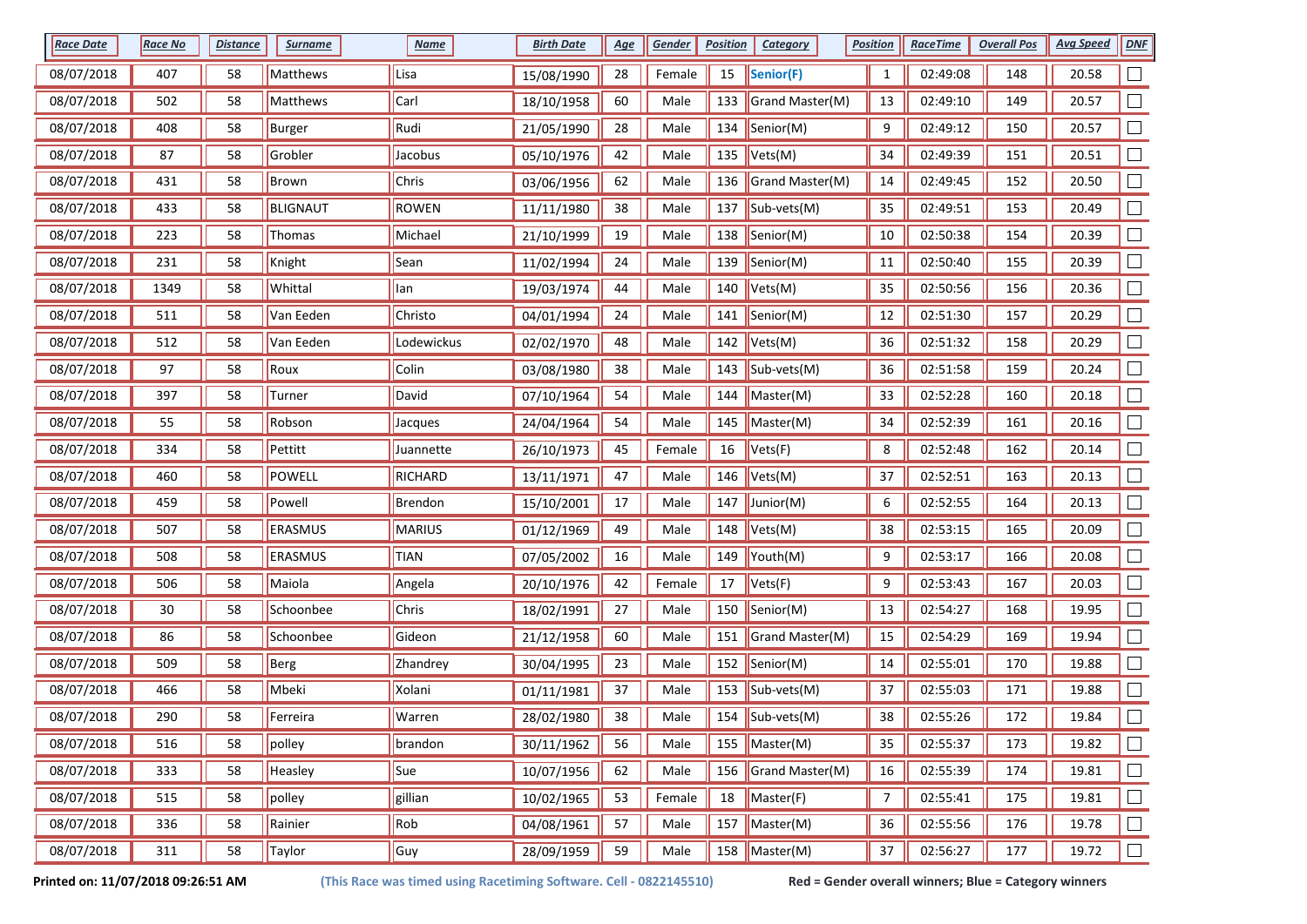| Race Date | Race No | Distance | Surname | Name | Birth Date | Age | Gender | Position | Category | Position | RaceTime | Overall Pos | Avg Speed | DNF |
|---|---|---|---|---|---|---|---|---|---|---|---|---|---|---|
| 08/07/2018 | 407 | 58 | Matthews | Lisa | 15/08/1990 | 28 | Female | 15 | Senior(F) | 1 | 02:49:08 | 148 | 20.58 | ☐ |
| 08/07/2018 | 502 | 58 | Matthews | Carl | 18/10/1958 | 60 | Male | 133 | Grand Master(M) | 13 | 02:49:10 | 149 | 20.57 | ☐ |
| 08/07/2018 | 408 | 58 | Burger | Rudi | 21/05/1990 | 28 | Male | 134 | Senior(M) | 9 | 02:49:12 | 150 | 20.57 | ☐ |
| 08/07/2018 | 87 | 58 | Grobler | Jacobus | 05/10/1976 | 42 | Male | 135 | Vets(M) | 34 | 02:49:39 | 151 | 20.51 | ☐ |
| 08/07/2018 | 431 | 58 | Brown | Chris | 03/06/1956 | 62 | Male | 136 | Grand Master(M) | 14 | 02:49:45 | 152 | 20.50 | ☐ |
| 08/07/2018 | 433 | 58 | BLIGNAUT | ROWEN | 11/11/1980 | 38 | Male | 137 | Sub-vets(M) | 35 | 02:49:51 | 153 | 20.49 | ☐ |
| 08/07/2018 | 223 | 58 | Thomas | Michael | 21/10/1999 | 19 | Male | 138 | Senior(M) | 10 | 02:50:38 | 154 | 20.39 | ☐ |
| 08/07/2018 | 231 | 58 | Knight | Sean | 11/02/1994 | 24 | Male | 139 | Senior(M) | 11 | 02:50:40 | 155 | 20.39 | ☐ |
| 08/07/2018 | 1349 | 58 | Whittal | Ian | 19/03/1974 | 44 | Male | 140 | Vets(M) | 35 | 02:50:56 | 156 | 20.36 | ☐ |
| 08/07/2018 | 511 | 58 | Van Eeden | Christo | 04/01/1994 | 24 | Male | 141 | Senior(M) | 12 | 02:51:30 | 157 | 20.29 | ☐ |
| 08/07/2018 | 512 | 58 | Van Eeden | Lodewickus | 02/02/1970 | 48 | Male | 142 | Vets(M) | 36 | 02:51:32 | 158 | 20.29 | ☐ |
| 08/07/2018 | 97 | 58 | Roux | Colin | 03/08/1980 | 38 | Male | 143 | Sub-vets(M) | 36 | 02:51:58 | 159 | 20.24 | ☐ |
| 08/07/2018 | 397 | 58 | Turner | David | 07/10/1964 | 54 | Male | 144 | Master(M) | 33 | 02:52:28 | 160 | 20.18 | ☐ |
| 08/07/2018 | 55 | 58 | Robson | Jacques | 24/04/1964 | 54 | Male | 145 | Master(M) | 34 | 02:52:39 | 161 | 20.16 | ☐ |
| 08/07/2018 | 334 | 58 | Pettitt | Juannette | 26/10/1973 | 45 | Female | 16 | Vets(F) | 8 | 02:52:48 | 162 | 20.14 | ☐ |
| 08/07/2018 | 460 | 58 | POWELL | RICHARD | 13/11/1971 | 47 | Male | 146 | Vets(M) | 37 | 02:52:51 | 163 | 20.13 | ☐ |
| 08/07/2018 | 459 | 58 | Powell | Brendon | 15/10/2001 | 17 | Male | 147 | Junior(M) | 6 | 02:52:55 | 164 | 20.13 | ☐ |
| 08/07/2018 | 507 | 58 | ERASMUS | MARIUS | 01/12/1969 | 49 | Male | 148 | Vets(M) | 38 | 02:53:15 | 165 | 20.09 | ☐ |
| 08/07/2018 | 508 | 58 | ERASMUS | TIAN | 07/05/2002 | 16 | Male | 149 | Youth(M) | 9 | 02:53:17 | 166 | 20.08 | ☐ |
| 08/07/2018 | 506 | 58 | Maiola | Angela | 20/10/1976 | 42 | Female | 17 | Vets(F) | 9 | 02:53:43 | 167 | 20.03 | ☐ |
| 08/07/2018 | 30 | 58 | Schoonbee | Chris | 18/02/1991 | 27 | Male | 150 | Senior(M) | 13 | 02:54:27 | 168 | 19.95 | ☐ |
| 08/07/2018 | 86 | 58 | Schoonbee | Gideon | 21/12/1958 | 60 | Male | 151 | Grand Master(M) | 15 | 02:54:29 | 169 | 19.94 | ☐ |
| 08/07/2018 | 509 | 58 | Berg | Zhandrey | 30/04/1995 | 23 | Male | 152 | Senior(M) | 14 | 02:55:01 | 170 | 19.88 | ☐ |
| 08/07/2018 | 466 | 58 | Mbeki | Xolani | 01/11/1981 | 37 | Male | 153 | Sub-vets(M) | 37 | 02:55:03 | 171 | 19.88 | ☐ |
| 08/07/2018 | 290 | 58 | Ferreira | Warren | 28/02/1980 | 38 | Male | 154 | Sub-vets(M) | 38 | 02:55:26 | 172 | 19.84 | ☐ |
| 08/07/2018 | 516 | 58 | polley | brandon | 30/11/1962 | 56 | Male | 155 | Master(M) | 35 | 02:55:37 | 173 | 19.82 | ☐ |
| 08/07/2018 | 333 | 58 | Heasley | Sue | 10/07/1956 | 62 | Male | 156 | Grand Master(M) | 16 | 02:55:39 | 174 | 19.81 | ☐ |
| 08/07/2018 | 515 | 58 | polley | gillian | 10/02/1965 | 53 | Female | 18 | Master(F) | 7 | 02:55:41 | 175 | 19.81 | ☐ |
| 08/07/2018 | 336 | 58 | Rainier | Rob | 04/08/1961 | 57 | Male | 157 | Master(M) | 36 | 02:55:56 | 176 | 19.78 | ☐ |
| 08/07/2018 | 311 | 58 | Taylor | Guy | 28/09/1959 | 59 | Male | 158 | Master(M) | 37 | 02:56:27 | 177 | 19.72 | ☐ |

**Printed on: 11/07/2018 09:26:51 AM** **(This Race was timed using Racetiming Software. Cell - 0822145510)** **Red = Gender overall winners; Blue = Category winners**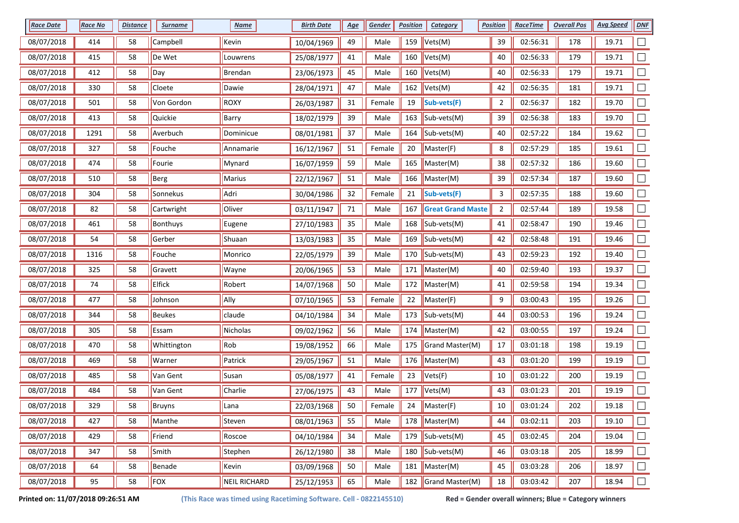| Race Date | Race No | Distance | Surname | Name | Birth Date | Age | Gender | Position | Category | Position | RaceTime | Overall Pos | Avg Speed | DNF |
|---|---|---|---|---|---|---|---|---|---|---|---|---|---|---|
| 08/07/2018 | 414 | 58 | Campbell | Kevin | 10/04/1969 | 49 | Male | 159 | Vets(M) | 39 | 02:56:31 | 178 | 19.71 | ☐ |
| 08/07/2018 | 415 | 58 | De Wet | Louwrens | 25/08/1977 | 41 | Male | 160 | Vets(M) | 40 | 02:56:33 | 179 | 19.71 | ☐ |
| 08/07/2018 | 412 | 58 | Day | Brendan | 23/06/1973 | 45 | Male | 160 | Vets(M) | 40 | 02:56:33 | 179 | 19.71 | ☐ |
| 08/07/2018 | 330 | 58 | Cloete | Dawie | 28/04/1971 | 47 | Male | 162 | Vets(M) | 42 | 02:56:35 | 181 | 19.71 | ☐ |
| 08/07/2018 | 501 | 58 | Von Gordon | ROXY | 26/03/1987 | 31 | Female | 19 | **Sub-vets(F)** | 2 | 02:56:37 | 182 | 19.70 | ☐ |
| 08/07/2018 | 413 | 58 | Quickie | Barry | 18/02/1979 | 39 | Male | 163 | Sub-vets(M) | 39 | 02:56:38 | 183 | 19.70 | ☐ |
| 08/07/2018 | 1291 | 58 | Averbuch | Dominicue | 08/01/1981 | 37 | Male | 164 | Sub-vets(M) | 40 | 02:57:22 | 184 | 19.62 | ☐ |
| 08/07/2018 | 327 | 58 | Fouche | Annamarie | 16/12/1967 | 51 | Female | 20 | Master(F) | 8 | 02:57:29 | 185 | 19.61 | ☐ |
| 08/07/2018 | 474 | 58 | Fourie | Mynard | 16/07/1959 | 59 | Male | 165 | Master(M) | 38 | 02:57:32 | 186 | 19.60 | ☐ |
| 08/07/2018 | 510 | 58 | Berg | Marius | 22/12/1967 | 51 | Male | 166 | Master(M) | 39 | 02:57:34 | 187 | 19.60 | ☐ |
| 08/07/2018 | 304 | 58 | Sonnekus | Adri | 30/04/1986 | 32 | Female | 21 | **Sub-vets(F)** | 3 | 02:57:35 | 188 | 19.60 | ☐ |
| 08/07/2018 | 82 | 58 | Cartwright | Oliver | 03/11/1947 | 71 | Male | 167 | **Great Grand Maste** | 2 | 02:57:44 | 189 | 19.58 | ☐ |
| 08/07/2018 | 461 | 58 | Bonthuys | Eugene | 27/10/1983 | 35 | Male | 168 | Sub-vets(M) | 41 | 02:58:47 | 190 | 19.46 | ☐ |
| 08/07/2018 | 54 | 58 | Gerber | Shuaan | 13/03/1983 | 35 | Male | 169 | Sub-vets(M) | 42 | 02:58:48 | 191 | 19.46 | ☐ |
| 08/07/2018 | 1316 | 58 | Fouche | Monrico | 22/05/1979 | 39 | Male | 170 | Sub-vets(M) | 43 | 02:59:23 | 192 | 19.40 | ☐ |
| 08/07/2018 | 325 | 58 | Gravett | Wayne | 20/06/1965 | 53 | Male | 171 | Master(M) | 40 | 02:59:40 | 193 | 19.37 | ☐ |
| 08/07/2018 | 74 | 58 | Elfick | Robert | 14/07/1968 | 50 | Male | 172 | Master(M) | 41 | 02:59:58 | 194 | 19.34 | ☐ |
| 08/07/2018 | 477 | 58 | Johnson | Ally | 07/10/1965 | 53 | Female | 22 | Master(F) | 9 | 03:00:43 | 195 | 19.26 | ☐ |
| 08/07/2018 | 344 | 58 | Beukes | claude | 04/10/1984 | 34 | Male | 173 | Sub-vets(M) | 44 | 03:00:53 | 196 | 19.24 | ☐ |
| 08/07/2018 | 305 | 58 | Essam | Nicholas | 09/02/1962 | 56 | Male | 174 | Master(M) | 42 | 03:00:55 | 197 | 19.24 | ☐ |
| 08/07/2018 | 470 | 58 | Whittington | Rob | 19/08/1952 | 66 | Male | 175 | Grand Master(M) | 17 | 03:01:18 | 198 | 19.19 | ☐ |
| 08/07/2018 | 469 | 58 | Warner | Patrick | 29/05/1967 | 51 | Male | 176 | Master(M) | 43 | 03:01:20 | 199 | 19.19 | ☐ |
| 08/07/2018 | 485 | 58 | Van Gent | Susan | 05/08/1977 | 41 | Female | 23 | Vets(F) | 10 | 03:01:22 | 200 | 19.19 | ☐ |
| 08/07/2018 | 484 | 58 | Van Gent | Charlie | 27/06/1975 | 43 | Male | 177 | Vets(M) | 43 | 03:01:23 | 201 | 19.19 | ☐ |
| 08/07/2018 | 329 | 58 | Bruyns | Lana | 22/03/1968 | 50 | Female | 24 | Master(F) | 10 | 03:01:24 | 202 | 19.18 | ☐ |
| 08/07/2018 | 427 | 58 | Manthe | Steven | 08/01/1963 | 55 | Male | 178 | Master(M) | 44 | 03:02:11 | 203 | 19.10 | ☐ |
| 08/07/2018 | 429 | 58 | Friend | Roscoe | 04/10/1984 | 34 | Male | 179 | Sub-vets(M) | 45 | 03:02:45 | 204 | 19.04 | ☐ |
| 08/07/2018 | 347 | 58 | Smith | Stephen | 26/12/1980 | 38 | Male | 180 | Sub-vets(M) | 46 | 03:03:18 | 205 | 18.99 | ☐ |
| 08/07/2018 | 64 | 58 | Benade | Kevin | 03/09/1968 | 50 | Male | 181 | Master(M) | 45 | 03:03:28 | 206 | 18.97 | ☐ |
| 08/07/2018 | 95 | 58 | FOX | NEIL RICHARD | 25/12/1953 | 65 | Male | 182 | Grand Master(M) | 18 | 03:03:42 | 207 | 18.94 | ☐ |

**Printed on: 11/07/2018 09:26:51 AM** **(This Race was timed using Racetiming Software. Cell - 0822145510)** **Red = Gender overall winners; Blue = Category winners**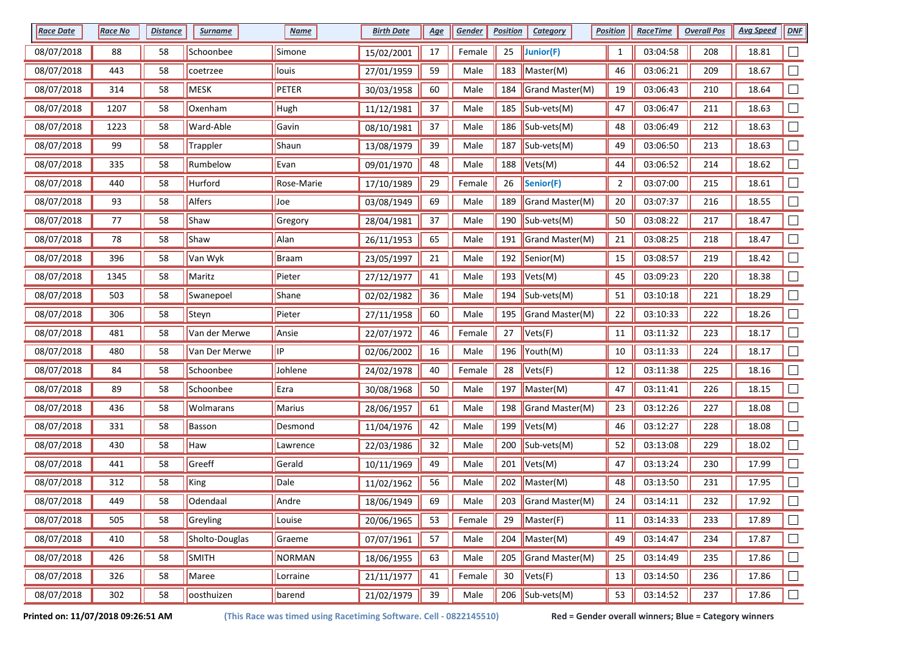| Race Date | Race No | Distance | Surname | Name | Birth Date | Age | Gender | Position | Category | Position | RaceTime | Overall Pos | Avg Speed | DNF |
|---|---|---|---|---|---|---|---|---|---|---|---|---|---|---|
| 08/07/2018 | 88 | 58 | Schoonbee | Simone | 15/02/2001 | 17 | Female | 25 | **Junior(F)** | 1 | 03:04:58 | 208 | 18.81 | ☐ |
| 08/07/2018 | 443 | 58 | coetrzee | louis | 27/01/1959 | 59 | Male | 183 | Master(M) | 46 | 03:06:21 | 209 | 18.67 | ☐ |
| 08/07/2018 | 314 | 58 | MESK | PETER | 30/03/1958 | 60 | Male | 184 | Grand Master(M) | 19 | 03:06:43 | 210 | 18.64 | ☐ |
| 08/07/2018 | 1207 | 58 | Oxenham | Hugh | 11/12/1981 | 37 | Male | 185 | Sub-vets(M) | 47 | 03:06:47 | 211 | 18.63 | ☐ |
| 08/07/2018 | 1223 | 58 | Ward-Able | Gavin | 08/10/1981 | 37 | Male | 186 | Sub-vets(M) | 48 | 03:06:49 | 212 | 18.63 | ☐ |
| 08/07/2018 | 99 | 58 | Trappler | Shaun | 13/08/1979 | 39 | Male | 187 | Sub-vets(M) | 49 | 03:06:50 | 213 | 18.63 | ☐ |
| 08/07/2018 | 335 | 58 | Rumbelow | Evan | 09/01/1970 | 48 | Male | 188 | Vets(M) | 44 | 03:06:52 | 214 | 18.62 | ☐ |
| 08/07/2018 | 440 | 58 | Hurford | Rose-Marie | 17/10/1989 | 29 | Female | 26 | **Senior(F)** | 2 | 03:07:00 | 215 | 18.61 | ☐ |
| 08/07/2018 | 93 | 58 | Alfers | Joe | 03/08/1949 | 69 | Male | 189 | Grand Master(M) | 20 | 03:07:37 | 216 | 18.55 | ☐ |
| 08/07/2018 | 77 | 58 | Shaw | Gregory | 28/04/1981 | 37 | Male | 190 | Sub-vets(M) | 50 | 03:08:22 | 217 | 18.47 | ☐ |
| 08/07/2018 | 78 | 58 | Shaw | Alan | 26/11/1953 | 65 | Male | 191 | Grand Master(M) | 21 | 03:08:25 | 218 | 18.47 | ☐ |
| 08/07/2018 | 396 | 58 | Van Wyk | Braam | 23/05/1997 | 21 | Male | 192 | Senior(M) | 15 | 03:08:57 | 219 | 18.42 | ☐ |
| 08/07/2018 | 1345 | 58 | Maritz | Pieter | 27/12/1977 | 41 | Male | 193 | Vets(M) | 45 | 03:09:23 | 220 | 18.38 | ☐ |
| 08/07/2018 | 503 | 58 | Swanepoel | Shane | 02/02/1982 | 36 | Male | 194 | Sub-vets(M) | 51 | 03:10:18 | 221 | 18.29 | ☐ |
| 08/07/2018 | 306 | 58 | Steyn | Pieter | 27/11/1958 | 60 | Male | 195 | Grand Master(M) | 22 | 03:10:33 | 222 | 18.26 | ☐ |
| 08/07/2018 | 481 | 58 | Van der Merwe | Ansie | 22/07/1972 | 46 | Female | 27 | Vets(F) | 11 | 03:11:32 | 223 | 18.17 | ☐ |
| 08/07/2018 | 480 | 58 | Van Der Merwe | IP | 02/06/2002 | 16 | Male | 196 | Youth(M) | 10 | 03:11:33 | 224 | 18.17 | ☐ |
| 08/07/2018 | 84 | 58 | Schoonbee | Johlene | 24/02/1978 | 40 | Female | 28 | Vets(F) | 12 | 03:11:38 | 225 | 18.16 | ☐ |
| 08/07/2018 | 89 | 58 | Schoonbee | Ezra | 30/08/1968 | 50 | Male | 197 | Master(M) | 47 | 03:11:41 | 226 | 18.15 | ☐ |
| 08/07/2018 | 436 | 58 | Wolmarans | Marius | 28/06/1957 | 61 | Male | 198 | Grand Master(M) | 23 | 03:12:26 | 227 | 18.08 | ☐ |
| 08/07/2018 | 331 | 58 | Basson | Desmond | 11/04/1976 | 42 | Male | 199 | Vets(M) | 46 | 03:12:27 | 228 | 18.08 | ☐ |
| 08/07/2018 | 430 | 58 | Haw | Lawrence | 22/03/1986 | 32 | Male | 200 | Sub-vets(M) | 52 | 03:13:08 | 229 | 18.02 | ☐ |
| 08/07/2018 | 441 | 58 | Greeff | Gerald | 10/11/1969 | 49 | Male | 201 | Vets(M) | 47 | 03:13:24 | 230 | 17.99 | ☐ |
| 08/07/2018 | 312 | 58 | King | Dale | 11/02/1962 | 56 | Male | 202 | Master(M) | 48 | 03:13:50 | 231 | 17.95 | ☐ |
| 08/07/2018 | 449 | 58 | Odendaal | Andre | 18/06/1949 | 69 | Male | 203 | Grand Master(M) | 24 | 03:14:11 | 232 | 17.92 | ☐ |
| 08/07/2018 | 505 | 58 | Greyling | Louise | 20/06/1965 | 53 | Female | 29 | Master(F) | 11 | 03:14:33 | 233 | 17.89 | ☐ |
| 08/07/2018 | 410 | 58 | Sholto-Douglas | Graeme | 07/07/1961 | 57 | Male | 204 | Master(M) | 49 | 03:14:47 | 234 | 17.87 | ☐ |
| 08/07/2018 | 426 | 58 | SMITH | NORMAN | 18/06/1955 | 63 | Male | 205 | Grand Master(M) | 25 | 03:14:49 | 235 | 17.86 | ☐ |
| 08/07/2018 | 326 | 58 | Maree | Lorraine | 21/11/1977 | 41 | Female | 30 | Vets(F) | 13 | 03:14:50 | 236 | 17.86 | ☐ |
| 08/07/2018 | 302 | 58 | oosthuizen | barend | 21/02/1979 | 39 | Male | 206 | Sub-vets(M) | 53 | 03:14:52 | 237 | 17.86 | ☐ |

**Printed on: 11/07/2018 09:26:51 AM** **(This Race was timed using Racetiming Software. Cell - 0822145510)** **Red = Gender overall winners; Blue = Category winners**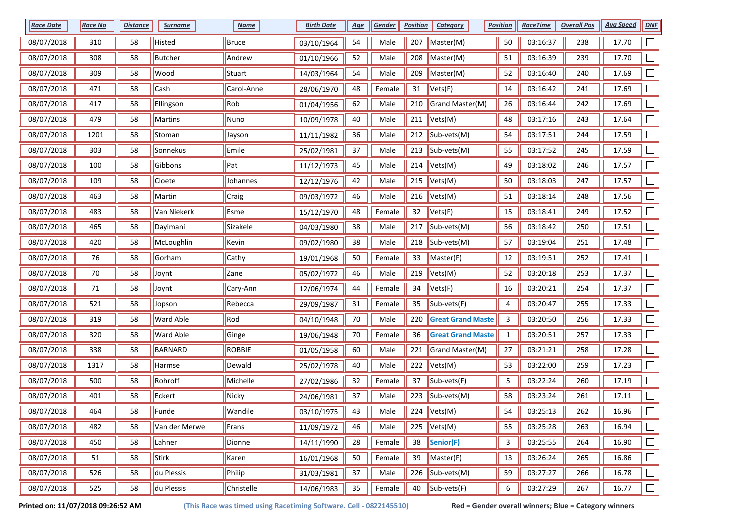| Race Date | Race No | Distance | Surname | Name | Birth Date | Age | Gender | Position | Category | Position | RaceTime | Overall Pos | Avg Speed | DNF |
|---|---|---|---|---|---|---|---|---|---|---|---|---|---|---|
| 08/07/2018 | 310 | 58 | Histed | Bruce | 03/10/1964 | 54 | Male | 207 | Master(M) | 50 | 03:16:37 | 238 | 17.70 | ☐ |
| 08/07/2018 | 308 | 58 | Butcher | Andrew | 01/10/1966 | 52 | Male | 208 | Master(M) | 51 | 03:16:39 | 239 | 17.70 | ☐ |
| 08/07/2018 | 309 | 58 | Wood | Stuart | 14/03/1964 | 54 | Male | 209 | Master(M) | 52 | 03:16:40 | 240 | 17.69 | ☐ |
| 08/07/2018 | 471 | 58 | Cash | Carol-Anne | 28/06/1970 | 48 | Female | 31 | Vets(F) | 14 | 03:16:42 | 241 | 17.69 | ☐ |
| 08/07/2018 | 417 | 58 | Ellingson | Rob | 01/04/1956 | 62 | Male | 210 | Grand Master(M) | 26 | 03:16:44 | 242 | 17.69 | ☐ |
| 08/07/2018 | 479 | 58 | Martins | Nuno | 10/09/1978 | 40 | Male | 211 | Vets(M) | 48 | 03:17:16 | 243 | 17.64 | ☐ |
| 08/07/2018 | 1201 | 58 | Stoman | Jayson | 11/11/1982 | 36 | Male | 212 | Sub-vets(M) | 54 | 03:17:51 | 244 | 17.59 | ☐ |
| 08/07/2018 | 303 | 58 | Sonnekus | Emile | 25/02/1981 | 37 | Male | 213 | Sub-vets(M) | 55 | 03:17:52 | 245 | 17.59 | ☐ |
| 08/07/2018 | 100 | 58 | Gibbons | Pat | 11/12/1973 | 45 | Male | 214 | Vets(M) | 49 | 03:18:02 | 246 | 17.57 | ☐ |
| 08/07/2018 | 109 | 58 | Cloete | Johannes | 12/12/1976 | 42 | Male | 215 | Vets(M) | 50 | 03:18:03 | 247 | 17.57 | ☐ |
| 08/07/2018 | 463 | 58 | Martin | Craig | 09/03/1972 | 46 | Male | 216 | Vets(M) | 51 | 03:18:14 | 248 | 17.56 | ☐ |
| 08/07/2018 | 483 | 58 | Van Niekerk | Esme | 15/12/1970 | 48 | Female | 32 | Vets(F) | 15 | 03:18:41 | 249 | 17.52 | ☐ |
| 08/07/2018 | 465 | 58 | Dayimani | Sizakele | 04/03/1980 | 38 | Male | 217 | Sub-vets(M) | 56 | 03:18:42 | 250 | 17.51 | ☐ |
| 08/07/2018 | 420 | 58 | McLoughlin | Kevin | 09/02/1980 | 38 | Male | 218 | Sub-vets(M) | 57 | 03:19:04 | 251 | 17.48 | ☐ |
| 08/07/2018 | 76 | 58 | Gorham | Cathy | 19/01/1968 | 50 | Female | 33 | Master(F) | 12 | 03:19:51 | 252 | 17.41 | ☐ |
| 08/07/2018 | 70 | 58 | Joynt | Zane | 05/02/1972 | 46 | Male | 219 | Vets(M) | 52 | 03:20:18 | 253 | 17.37 | ☐ |
| 08/07/2018 | 71 | 58 | Joynt | Cary-Ann | 12/06/1974 | 44 | Female | 34 | Vets(F) | 16 | 03:20:21 | 254 | 17.37 | ☐ |
| 08/07/2018 | 521 | 58 | Jopson | Rebecca | 29/09/1987 | 31 | Female | 35 | Sub-vets(F) | 4 | 03:20:47 | 255 | 17.33 | ☐ |
| 08/07/2018 | 319 | 58 | Ward Able | Rod | 04/10/1948 | 70 | Male | 220 | **Great Grand Maste** | 3 | 03:20:50 | 256 | 17.33 | ☐ |
| 08/07/2018 | 320 | 58 | Ward Able | Ginge | 19/06/1948 | 70 | Female | 36 | **Great Grand Maste** | 1 | 03:20:51 | 257 | 17.33 | ☐ |
| 08/07/2018 | 338 | 58 | BARNARD | ROBBIE | 01/05/1958 | 60 | Male | 221 | Grand Master(M) | 27 | 03:21:21 | 258 | 17.28 | ☐ |
| 08/07/2018 | 1317 | 58 | Harmse | Dewald | 25/02/1978 | 40 | Male | 222 | Vets(M) | 53 | 03:22:00 | 259 | 17.23 | ☐ |
| 08/07/2018 | 500 | 58 | Rohroff | Michelle | 27/02/1986 | 32 | Female | 37 | Sub-vets(F) | 5 | 03:22:24 | 260 | 17.19 | ☐ |
| 08/07/2018 | 401 | 58 | Eckert | Nicky | 24/06/1981 | 37 | Male | 223 | Sub-vets(M) | 58 | 03:23:24 | 261 | 17.11 | ☐ |
| 08/07/2018 | 464 | 58 | Funde | Wandile | 03/10/1975 | 43 | Male | 224 | Vets(M) | 54 | 03:25:13 | 262 | 16.96 | ☐ |
| 08/07/2018 | 482 | 58 | Van der Merwe | Frans | 11/09/1972 | 46 | Male | 225 | Vets(M) | 55 | 03:25:28 | 263 | 16.94 | ☐ |
| 08/07/2018 | 450 | 58 | Lahner | Dionne | 14/11/1990 | 28 | Female | 38 | **Senior(F)** | 3 | 03:25:55 | 264 | 16.90 | ☐ |
| 08/07/2018 | 51 | 58 | Stirk | Karen | 16/01/1968 | 50 | Female | 39 | Master(F) | 13 | 03:26:24 | 265 | 16.86 | ☐ |
| 08/07/2018 | 526 | 58 | du Plessis | Philip | 31/03/1981 | 37 | Male | 226 | Sub-vets(M) | 59 | 03:27:27 | 266 | 16.78 | ☐ |
| 08/07/2018 | 525 | 58 | du Plessis | Christelle | 14/06/1983 | 35 | Female | 40 | Sub-vets(F) | 6 | 03:27:29 | 267 | 16.77 | ☐ |

**Printed on: 11/07/2018 09:26:52 AM** **(This Race was timed using Racetiming Software. Cell - 0822145510)** **Red = Gender overall winners; Blue = Category winners**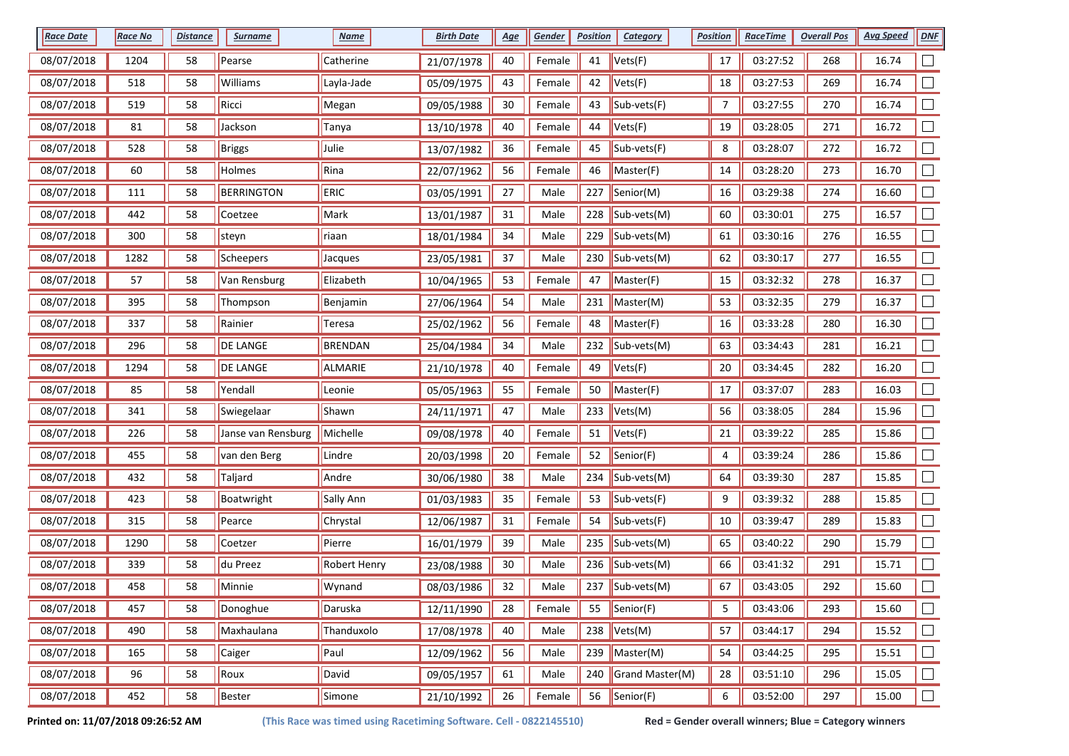| Race Date | Race No | Distance | Surname | Name | Birth Date | Age | Gender | Position | Category | Position | RaceTime | Overall Pos | Avg Speed | DNF |
|---|---|---|---|---|---|---|---|---|---|---|---|---|---|---|
| 08/07/2018 | 1204 | 58 | Pearse | Catherine | 21/07/1978 | 40 | Female | 41 | Vets(F) | 17 | 03:27:52 | 268 | 16.74 | ☐ |
| 08/07/2018 | 518 | 58 | Williams | Layla-Jade | 05/09/1975 | 43 | Female | 42 | Vets(F) | 18 | 03:27:53 | 269 | 16.74 | ☐ |
| 08/07/2018 | 519 | 58 | Ricci | Megan | 09/05/1988 | 30 | Female | 43 | Sub-vets(F) | 7 | 03:27:55 | 270 | 16.74 | ☐ |
| 08/07/2018 | 81 | 58 | Jackson | Tanya | 13/10/1978 | 40 | Female | 44 | Vets(F) | 19 | 03:28:05 | 271 | 16.72 | ☐ |
| 08/07/2018 | 528 | 58 | Briggs | Julie | 13/07/1982 | 36 | Female | 45 | Sub-vets(F) | 8 | 03:28:07 | 272 | 16.72 | ☐ |
| 08/07/2018 | 60 | 58 | Holmes | Rina | 22/07/1962 | 56 | Female | 46 | Master(F) | 14 | 03:28:20 | 273 | 16.70 | ☐ |
| 08/07/2018 | 111 | 58 | BERRINGTON | ERIC | 03/05/1991 | 27 | Male | 227 | Senior(M) | 16 | 03:29:38 | 274 | 16.60 | ☐ |
| 08/07/2018 | 442 | 58 | Coetzee | Mark | 13/01/1987 | 31 | Male | 228 | Sub-vets(M) | 60 | 03:30:01 | 275 | 16.57 | ☐ |
| 08/07/2018 | 300 | 58 | steyn | riaan | 18/01/1984 | 34 | Male | 229 | Sub-vets(M) | 61 | 03:30:16 | 276 | 16.55 | ☐ |
| 08/07/2018 | 1282 | 58 | Scheepers | Jacques | 23/05/1981 | 37 | Male | 230 | Sub-vets(M) | 62 | 03:30:17 | 277 | 16.55 | ☐ |
| 08/07/2018 | 57 | 58 | Van Rensburg | Elizabeth | 10/04/1965 | 53 | Female | 47 | Master(F) | 15 | 03:32:32 | 278 | 16.37 | ☐ |
| 08/07/2018 | 395 | 58 | Thompson | Benjamin | 27/06/1964 | 54 | Male | 231 | Master(M) | 53 | 03:32:35 | 279 | 16.37 | ☐ |
| 08/07/2018 | 337 | 58 | Rainier | Teresa | 25/02/1962 | 56 | Female | 48 | Master(F) | 16 | 03:33:28 | 280 | 16.30 | ☐ |
| 08/07/2018 | 296 | 58 | DE LANGE | BRENDAN | 25/04/1984 | 34 | Male | 232 | Sub-vets(M) | 63 | 03:34:43 | 281 | 16.21 | ☐ |
| 08/07/2018 | 1294 | 58 | DE LANGE | ALMARIE | 21/10/1978 | 40 | Female | 49 | Vets(F) | 20 | 03:34:45 | 282 | 16.20 | ☐ |
| 08/07/2018 | 85 | 58 | Yendall | Leonie | 05/05/1963 | 55 | Female | 50 | Master(F) | 17 | 03:37:07 | 283 | 16.03 | ☐ |
| 08/07/2018 | 341 | 58 | Swiegelaar | Shawn | 24/11/1971 | 47 | Male | 233 | Vets(M) | 56 | 03:38:05 | 284 | 15.96 | ☐ |
| 08/07/2018 | 226 | 58 | Janse van Rensburg | Michelle | 09/08/1978 | 40 | Female | 51 | Vets(F) | 21 | 03:39:22 | 285 | 15.86 | ☐ |
| 08/07/2018 | 455 | 58 | van den Berg | Lindre | 20/03/1998 | 20 | Female | 52 | Senior(F) | 4 | 03:39:24 | 286 | 15.86 | ☐ |
| 08/07/2018 | 432 | 58 | Taljard | Andre | 30/06/1980 | 38 | Male | 234 | Sub-vets(M) | 64 | 03:39:30 | 287 | 15.85 | ☐ |
| 08/07/2018 | 423 | 58 | Boatwright | Sally Ann | 01/03/1983 | 35 | Female | 53 | Sub-vets(F) | 9 | 03:39:32 | 288 | 15.85 | ☐ |
| 08/07/2018 | 315 | 58 | Pearce | Chrystal | 12/06/1987 | 31 | Female | 54 | Sub-vets(F) | 10 | 03:39:47 | 289 | 15.83 | ☐ |
| 08/07/2018 | 1290 | 58 | Coetzer | Pierre | 16/01/1979 | 39 | Male | 235 | Sub-vets(M) | 65 | 03:40:22 | 290 | 15.79 | ☐ |
| 08/07/2018 | 339 | 58 | du Preez | Robert Henry | 23/08/1988 | 30 | Male | 236 | Sub-vets(M) | 66 | 03:41:32 | 291 | 15.71 | ☐ |
| 08/07/2018 | 458 | 58 | Minnie | Wynand | 08/03/1986 | 32 | Male | 237 | Sub-vets(M) | 67 | 03:43:05 | 292 | 15.60 | ☐ |
| 08/07/2018 | 457 | 58 | Donoghue | Daruska | 12/11/1990 | 28 | Female | 55 | Senior(F) | 5 | 03:43:06 | 293 | 15.60 | ☐ |
| 08/07/2018 | 490 | 58 | Maxhaulana | Thanduxolo | 17/08/1978 | 40 | Male | 238 | Vets(M) | 57 | 03:44:17 | 294 | 15.52 | ☐ |
| 08/07/2018 | 165 | 58 | Caiger | Paul | 12/09/1962 | 56 | Male | 239 | Master(M) | 54 | 03:44:25 | 295 | 15.51 | ☐ |
| 08/07/2018 | 96 | 58 | Roux | David | 09/05/1957 | 61 | Male | 240 | Grand Master(M) | 28 | 03:51:10 | 296 | 15.05 | ☐ |
| 08/07/2018 | 452 | 58 | Bester | Simone | 21/10/1992 | 26 | Female | 56 | Senior(F) | 6 | 03:52:00 | 297 | 15.00 | ☐ |

**Printed on: 11/07/2018 09:26:52 AM** **(This Race was timed using Racetiming Software. Cell - 0822145510)** **Red = Gender overall winners; Blue = Category winners**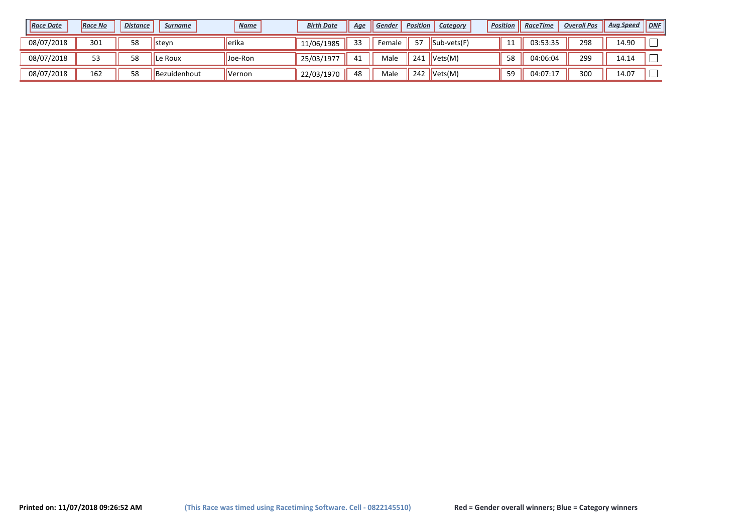| Race Date | Race No | Distance | Surname | Name | Birth Date | Age | Gender | Position | Category | Position | RaceTime | Overall Pos | Avg Speed | DNF |
|---|---|---|---|---|---|---|---|---|---|---|---|---|---|---|
| 08/07/2018 | 301 | 58 | steyn | erika | 11/06/1985 | 33 | Female | 57 | Sub-vets(F) | 11 | 03:53:35 | 298 | 14.90 | ☐ |
| 08/07/2018 | 53 | 58 | Le Roux | Joe-Ron | 25/03/1977 | 41 | Male | 241 | Vets(M) | 58 | 04:06:04 | 299 | 14.14 | ☐ |
| 08/07/2018 | 162 | 58 | Bezuidenhout | Vernon | 22/03/1970 | 48 | Male | 242 | Vets(M) | 59 | 04:07:17 | 300 | 14.07 | ☐ |

**Printed on: 11/07/2018 09:26:52 AM** **(This Race was timed using Racetiming Software. Cell - 0822145510)** **Red = Gender overall winners; Blue = Category winners**